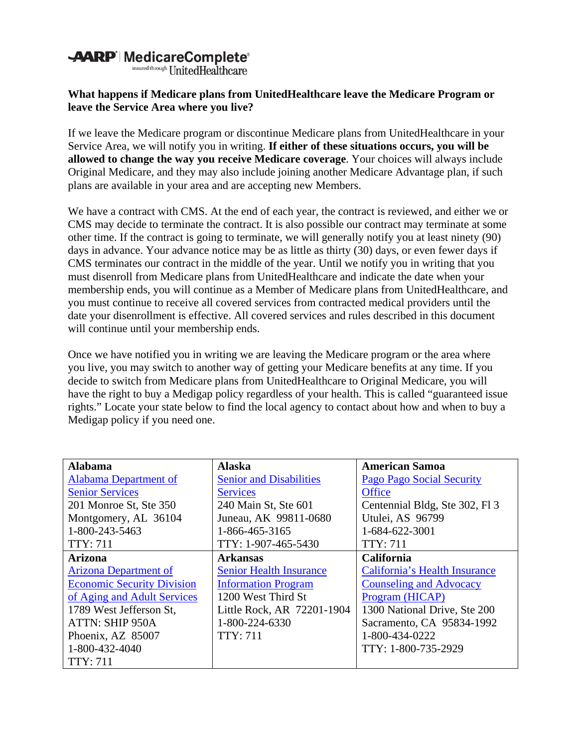AARP MedicareComplete insured through UnitedHealthcare

**What happens if Medicare plans from UnitedHealthcare leave the Medicare Program or leave the Service Area where you live?**

If we leave the Medicare program or discontinue Medicare plans from UnitedHealthcare in your Service Area, we will notify you in writing. **If either of these situations occurs, you will be allowed to change the way you receive Medicare coverage**. Your choices will always include Original Medicare, and they may also include joining another Medicare Advantage plan, if such plans are available in your area and are accepting new Members.

We have a contract with CMS. At the end of each year, the contract is reviewed, and either we or CMS may decide to terminate the contract. It is also possible our contract may terminate at some other time. If the contract is going to terminate, we will generally notify you at least ninety (90) days in advance. Your advance notice may be as little as thirty (30) days, or even fewer days if CMS terminates our contract in the middle of the year. Until we notify you in writing that you must disenroll from Medicare plans from UnitedHealthcare and indicate the date when your membership ends, you will continue as a Member of Medicare plans from UnitedHealthcare, and you must continue to receive all covered services from contracted medical providers until the date your disenrollment is effective. All covered services and rules described in this document will continue until your membership ends.

Once we have notified you in writing we are leaving the Medicare program or the area where you live, you may switch to another way of getting your Medicare benefits at any time. If you decide to switch from Medicare plans from UnitedHealthcare to Original Medicare, you will have the right to buy a Medigap policy regardless of your health. This is called "guaranteed issue rights." Locate your state below to find the local agency to contact about how and when to buy a Medigap policy if you need one.

| **Alabama**<br>Alabama Department of Senior Services<br>201 Monroe St, Ste 350<br>Montgomery, AL 36104<br>1-800-243-5463<br>TTY: 711 | **Alaska**<br>Senior and Disabilities Services<br>240 Main St, Ste 601<br>Juneau, AK 99811-0680<br>1-866-465-3165<br>TTY: 1-907-465-5430 | **American Samoa**<br>Pago Pago Social Security Office<br>Centennial Bldg, Ste 302, Fl 3<br>Utulei, AS 96799<br>1-684-622-3001<br>TTY: 711 |
|---|---|---|
| **Arizona**<br>Arizona Department of Economic Security Division of Aging and Adult Services<br>1789 West Jefferson St,<br>ATTN: SHIP 950A<br>Phoenix, AZ 85007<br>1-800-432-4040<br>TTY: 711 | **Arkansas**<br>Senior Health Insurance Information Program<br>1200 West Third St<br>Little Rock, AR 72201-1904<br>1-800-224-6330<br>TTY: 711 | **California**<br>California's Health Insurance Counseling and Advocacy Program (HICAP)<br>1300 National Drive, Ste 200<br>Sacramento, CA 95834-1992<br>1-800-434-0222<br>TTY: 1-800-735-2929 |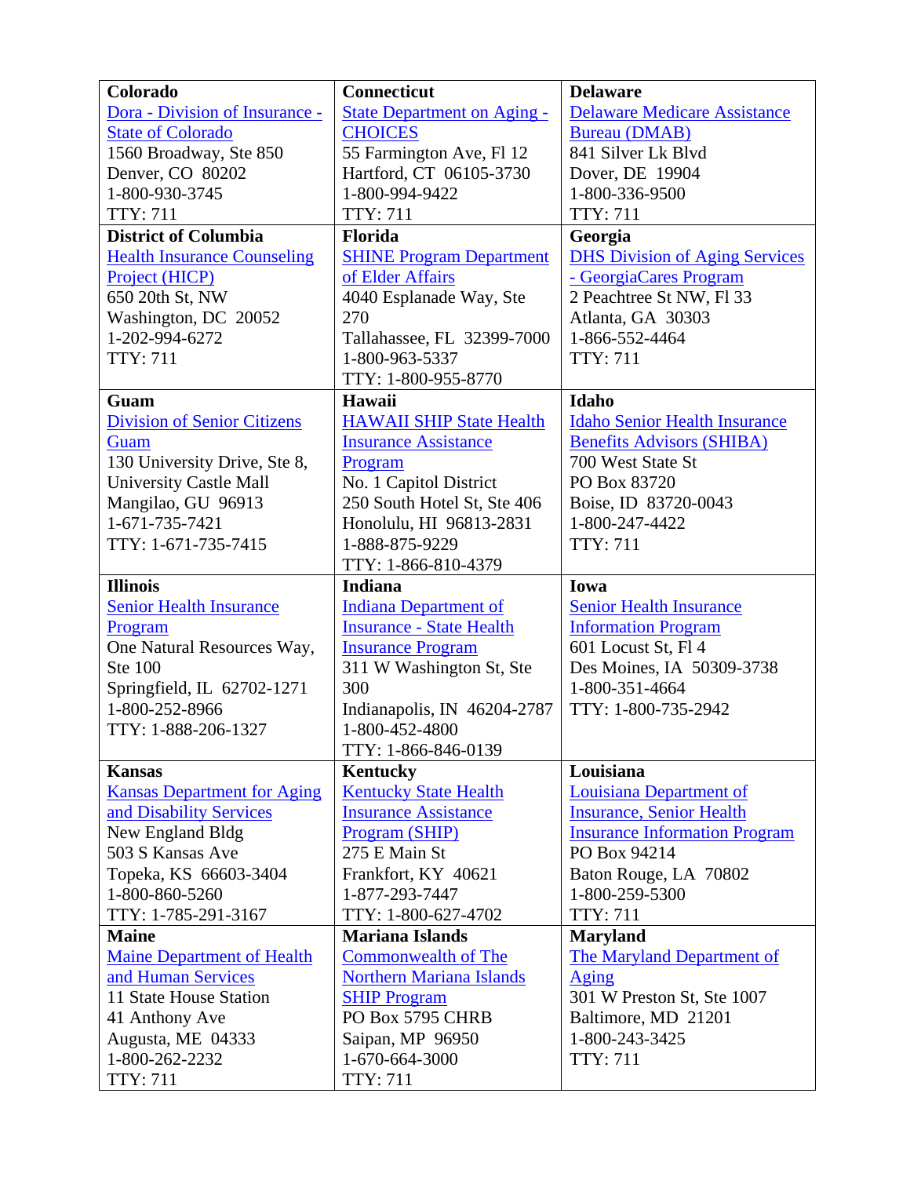| Colorado | Connecticut | Delaware |
|---|---|---|
| Dora - Division of Insurance - State of Colorado<br>1560 Broadway, Ste 850<br>Denver, CO 80202<br>1-800-930-3745<br>TTY: 711 | State Department on Aging - CHOICES<br>55 Farmington Ave, Fl 12<br>Hartford, CT 06105-3730<br>1-800-994-9422<br>TTY: 711 | Delaware Medicare Assistance Bureau (DMAB)<br>841 Silver Lk Blvd<br>Dover, DE 19904<br>1-800-336-9500<br>TTY: 711 |
| **District of Columbia**<br>Health Insurance Counseling Project (HICP)<br>650 20th St, NW<br>Washington, DC 20052<br>1-202-994-6272<br>TTY: 711 | **Florida**<br>SHINE Program Department of Elder Affairs<br>4040 Esplanade Way, Ste 270<br>Tallahassee, FL 32399-7000<br>1-800-963-5337<br>TTY: 1-800-955-8770 | **Georgia**<br>DHS Division of Aging Services - GeorgiaCares Program<br>2 Peachtree St NW, Fl 33<br>Atlanta, GA 30303<br>1-866-552-4464<br>TTY: 711 |
| **Guam**<br>Division of Senior Citizens Guam<br>130 University Drive, Ste 8, University Castle Mall<br>Mangilao, GU 96913<br>1-671-735-7421<br>TTY: 1-671-735-7415 | **Hawaii**<br>HAWAII SHIP State Health Insurance Assistance Program<br>No. 1 Capitol District<br>250 South Hotel St, Ste 406<br>Honolulu, HI 96813-2831<br>1-888-875-9229<br>TTY: 1-866-810-4379 | **Idaho**<br>Idaho Senior Health Insurance Benefits Advisors (SHIBA)<br>700 West State St<br>PO Box 83720<br>Boise, ID 83720-0043<br>1-800-247-4422<br>TTY: 711 |
| **Illinois**<br>Senior Health Insurance Program<br>One Natural Resources Way, Ste 100<br>Springfield, IL 62702-1271<br>1-800-252-8966<br>TTY: 1-888-206-1327 | **Indiana**<br>Indiana Department of Insurance - State Health Insurance Program<br>311 W Washington St, Ste 300<br>Indianapolis, IN 46204-2787<br>1-800-452-4800<br>TTY: 1-866-846-0139 | **Iowa**<br>Senior Health Insurance Information Program<br>601 Locust St, Fl 4<br>Des Moines, IA 50309-3738<br>1-800-351-4664<br>TTY: 1-800-735-2942 |
| **Kansas**<br>Kansas Department for Aging and Disability Services<br>New England Bldg<br>503 S Kansas Ave<br>Topeka, KS 66603-3404<br>1-800-860-5260<br>TTY: 1-785-291-3167 | **Kentucky**<br>Kentucky State Health Insurance Assistance Program (SHIP)<br>275 E Main St<br>Frankfort, KY 40621<br>1-877-293-7447<br>TTY: 1-800-627-4702 | **Louisiana**<br>Louisiana Department of Insurance, Senior Health Insurance Information Program<br>PO Box 94214<br>Baton Rouge, LA 70802<br>1-800-259-5300<br>TTY: 711 |
| **Maine**<br>Maine Department of Health and Human Services<br>11 State House Station<br>41 Anthony Ave<br>Augusta, ME 04333<br>1-800-262-2232<br>TTY: 711 | **Mariana Islands**<br>Commonwealth of The Northern Mariana Islands SHIP Program<br>PO Box 5795 CHRB<br>Saipan, MP 96950<br>1-670-664-3000<br>TTY: 711 | **Maryland**<br>The Maryland Department of Aging<br>301 W Preston St, Ste 1007<br>Baltimore, MD 21201<br>1-800-243-3425<br>TTY: 711 |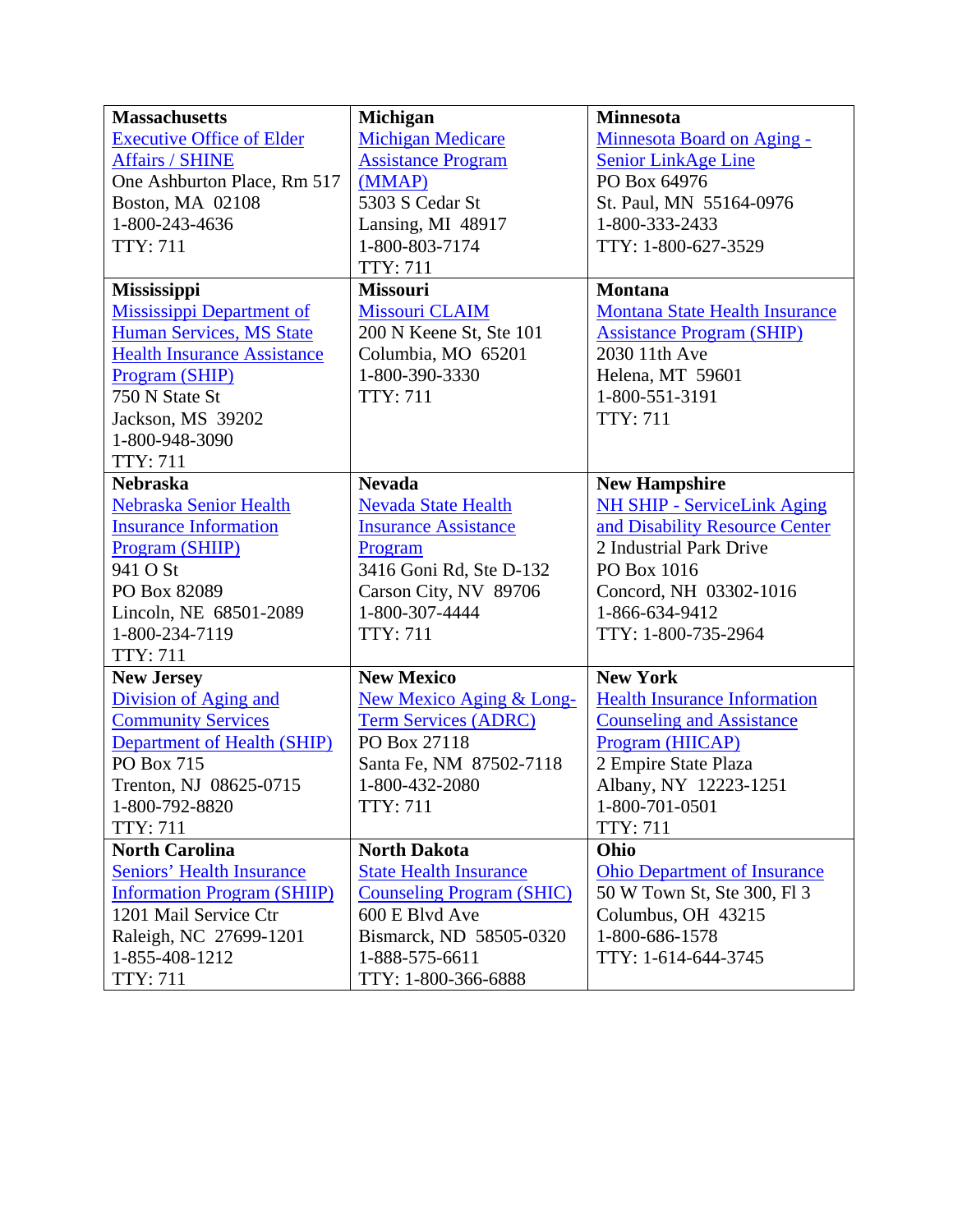| Massachusetts | Michigan | Minnesota |
|---|---|---|
| **Massachusetts**<br>Executive Office of Elder Affairs / SHINE<br>One Ashburton Place, Rm 517<br>Boston, MA 02108<br>1-800-243-4636<br>TTY: 711 | **Michigan**<br>Michigan Medicare Assistance Program (MMAP)<br>5303 S Cedar St<br>Lansing, MI 48917<br>1-800-803-7174<br>TTY: 711 | **Minnesota**<br>Minnesota Board on Aging - Senior LinkAge Line<br>PO Box 64976<br>St. Paul, MN 55164-0976<br>1-800-333-2433<br>TTY: 1-800-627-3529 |
| **Mississippi**<br>Mississippi Department of Human Services, MS State Health Insurance Assistance Program (SHIP)<br>750 N State St<br>Jackson, MS 39202<br>1-800-948-3090<br>TTY: 711 | **Missouri**<br>Missouri CLAIM<br>200 N Keene St, Ste 101<br>Columbia, MO 65201<br>1-800-390-3330<br>TTY: 711 | **Montana**<br>Montana State Health Insurance Assistance Program (SHIP)<br>2030 11th Ave<br>Helena, MT 59601<br>1-800-551-3191<br>TTY: 711 |
| **Nebraska**<br>Nebraska Senior Health Insurance Information Program (SHIIP)<br>941 O St<br>PO Box 82089<br>Lincoln, NE 68501-2089<br>1-800-234-7119<br>TTY: 711 | **Nevada**<br>Nevada State Health Insurance Assistance Program<br>3416 Goni Rd, Ste D-132<br>Carson City, NV 89706<br>1-800-307-4444<br>TTY: 711 | **New Hampshire**<br>NH SHIP - ServiceLink Aging and Disability Resource Center<br>2 Industrial Park Drive<br>PO Box 1016<br>Concord, NH 03302-1016<br>1-866-634-9412<br>TTY: 1-800-735-2964 |
| **New Jersey**<br>Division of Aging and Community Services Department of Health (SHIP)<br>PO Box 715<br>Trenton, NJ 08625-0715<br>1-800-792-8820<br>TTY: 711 | **New Mexico**<br>New Mexico Aging & Long-Term Services (ADRC)<br>PO Box 27118<br>Santa Fe, NM 87502-7118<br>1-800-432-2080<br>TTY: 711 | **New York**<br>Health Insurance Information Counseling and Assistance Program (HIICAP)<br>2 Empire State Plaza<br>Albany, NY 12223-1251<br>1-800-701-0501<br>TTY: 711 |
| **North Carolina**<br>Seniors' Health Insurance Information Program (SHIIP)<br>1201 Mail Service Ctr<br>Raleigh, NC 27699-1201<br>1-855-408-1212<br>TTY: 711 | **North Dakota**<br>State Health Insurance Counseling Program (SHIC)<br>600 E Blvd Ave<br>Bismarck, ND 58505-0320<br>1-888-575-6611<br>TTY: 1-800-366-6888 | **Ohio**<br>Ohio Department of Insurance<br>50 W Town St, Ste 300, Fl 3<br>Columbus, OH 43215<br>1-800-686-1578<br>TTY: 1-614-644-3745 |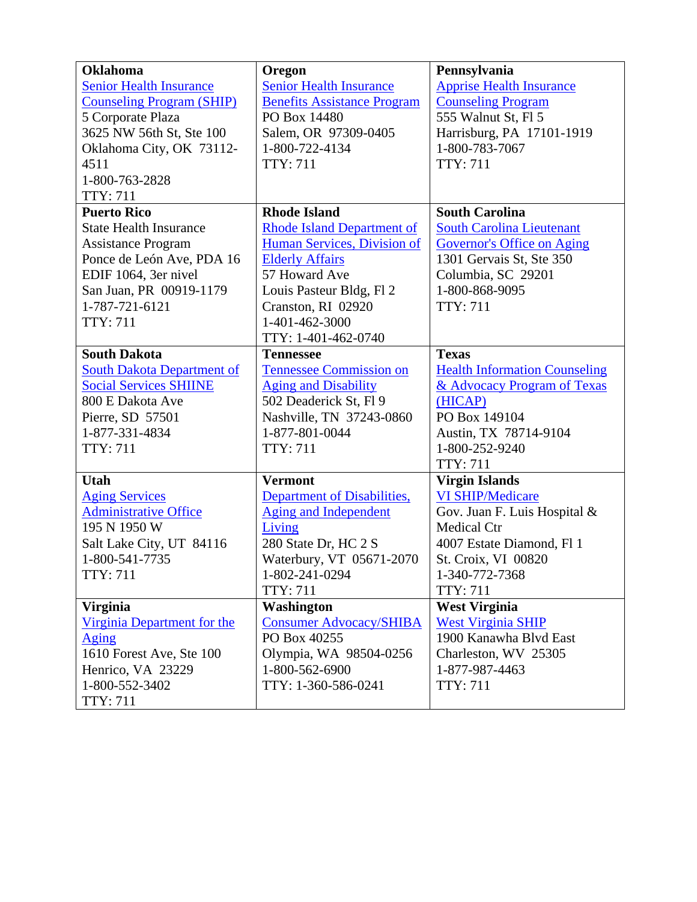| Oklahoma | Oregon | Pennsylvania |
|---|---|---|
| Senior Health Insurance Counseling Program (SHIP)<br>5 Corporate Plaza<br>3625 NW 56th St, Ste 100<br>Oklahoma City, OK 73112-4511<br>1-800-763-2828<br>TTY: 711 | Senior Health Insurance Benefits Assistance Program<br>PO Box 14480<br>Salem, OR 97309-0405<br>1-800-722-4134<br>TTY: 711 | Apprise Health Insurance Counseling Program<br>555 Walnut St, Fl 5<br>Harrisburg, PA 17101-1919<br>1-800-783-7067<br>TTY: 711 |
| **Puerto Rico** | **Rhode Island** | **South Carolina** |
| State Health Insurance Assistance Program<br>Ponce de León Ave, PDA 16<br>EDIF 1064, 3er nivel<br>San Juan, PR 00919-1179<br>1-787-721-6121<br>TTY: 711 | Rhode Island Department of Human Services, Division of Elderly Affairs<br>57 Howard Ave<br>Louis Pasteur Bldg, Fl 2<br>Cranston, RI 02920<br>1-401-462-3000<br>TTY: 1-401-462-0740 | South Carolina Lieutenant Governor's Office on Aging<br>1301 Gervais St, Ste 350<br>Columbia, SC 29201<br>1-800-868-9095<br>TTY: 711 |
| **South Dakota** | **Tennessee** | **Texas** |
| South Dakota Department of Social Services SHIINE<br>800 E Dakota Ave<br>Pierre, SD 57501<br>1-877-331-4834<br>TTY: 711 | Tennessee Commission on Aging and Disability<br>502 Deaderick St, Fl 9<br>Nashville, TN 37243-0860<br>1-877-801-0044<br>TTY: 711 | Health Information Counseling & Advocacy Program of Texas (HICAP)<br>PO Box 149104<br>Austin, TX 78714-9104<br>1-800-252-9240<br>TTY: 711 |
| **Utah** | **Vermont** | **Virgin Islands** |
| Aging Services Administrative Office<br>195 N 1950 W<br>Salt Lake City, UT 84116<br>1-800-541-7735<br>TTY: 711 | Department of Disabilities, Aging and Independent Living<br>280 State Dr, HC 2 S<br>Waterbury, VT 05671-2070<br>1-802-241-0294<br>TTY: 711 | VI SHIP/Medicare<br>Gov. Juan F. Luis Hospital & Medical Ctr<br>4007 Estate Diamond, Fl 1<br>St. Croix, VI 00820<br>1-340-772-7368<br>TTY: 711 |
| **Virginia** | **Washington** | **West Virginia** |
| Virginia Department for the Aging<br>1610 Forest Ave, Ste 100<br>Henrico, VA 23229<br>1-800-552-3402<br>TTY: 711 | Consumer Advocacy/SHIBA<br>PO Box 40255<br>Olympia, WA 98504-0256<br>1-800-562-6900<br>TTY: 1-360-586-0241 | West Virginia SHIP<br>1900 Kanawha Blvd East<br>Charleston, WV 25305<br>1-877-987-4463<br>TTY: 711 |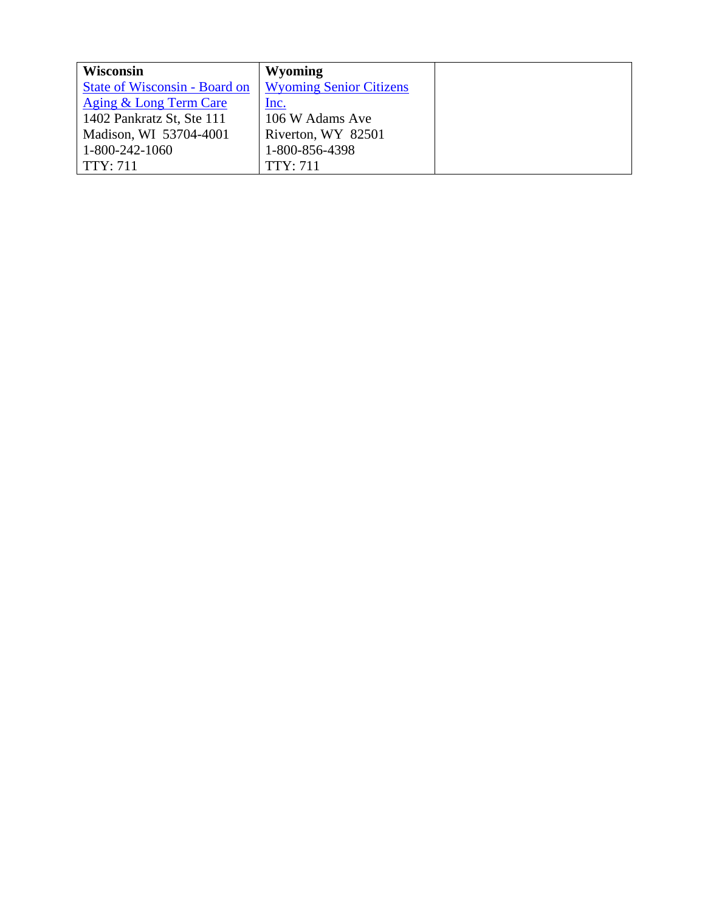| | | |
|---|---|---|
| **Wisconsin**<br>State of Wisconsin - Board on Aging & Long Term Care<br>1402 Pankratz St, Ste 111<br>Madison, WI 53704-4001<br>1-800-242-1060<br>TTY: 711 | **Wyoming**<br>Wyoming Senior Citizens Inc.<br>106 W Adams Ave<br>Riverton, WY 82501<br>1-800-856-4398<br>TTY: 711 | |